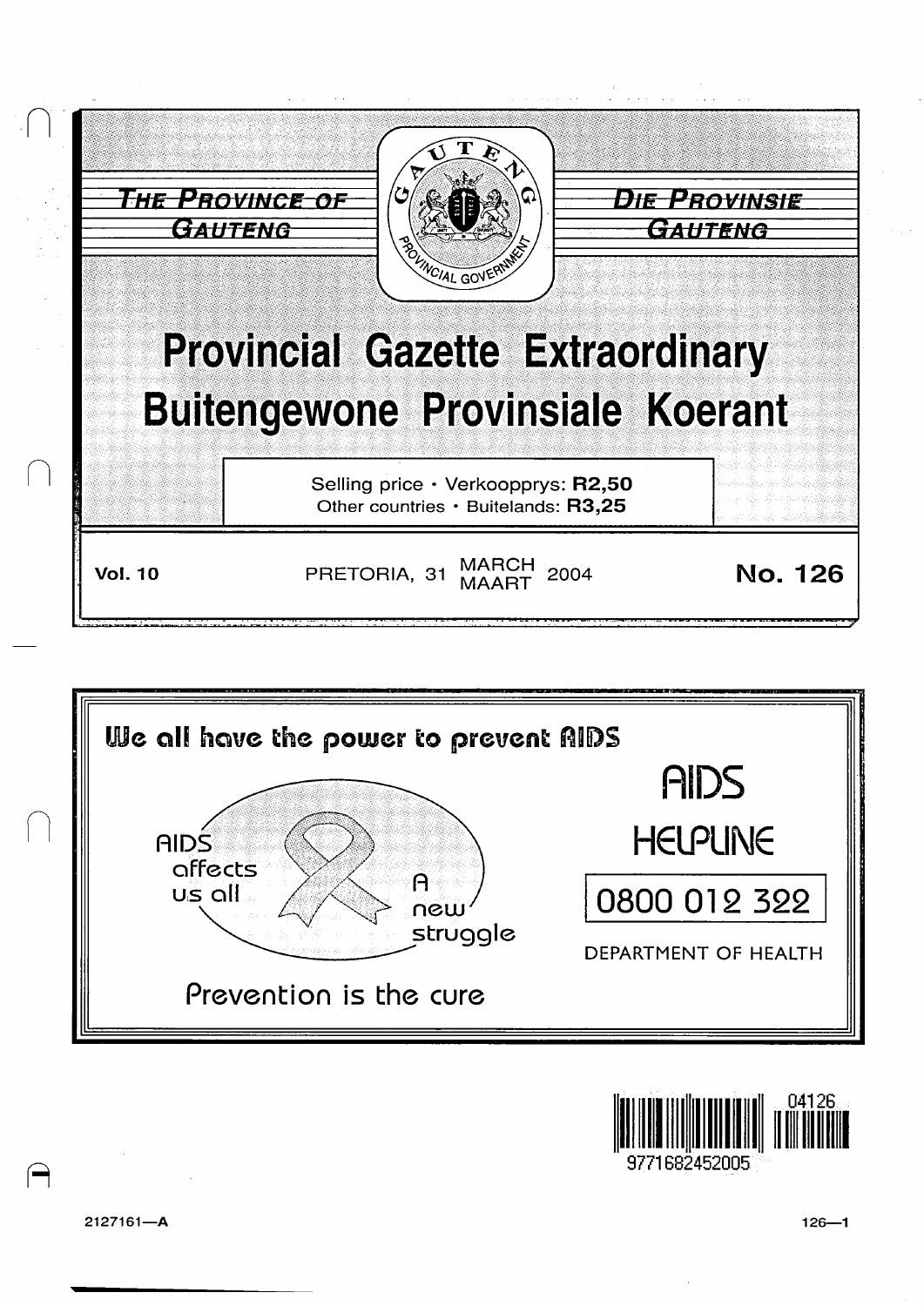THE PROVINCE OF GAUTENG

DIE PROVINSIE GAUTENG

# Provincial Gazette Extraordinary
# Buitengewone Provinsiale Koerant

Selling price · Verkoopprys: **R2,50**
Other countries · Buitelands: **R3,25**

**Vol. 10** PRETORIA, 31 MARCH / MAART 2004 **No. 126**

We all have the power to prevent AIDS

AIDS affects us all

A new struggle

Prevention is the cure

AIDS HELPLINE

0800 012 322

DEPARTMENT OF HEALTH

2127161—A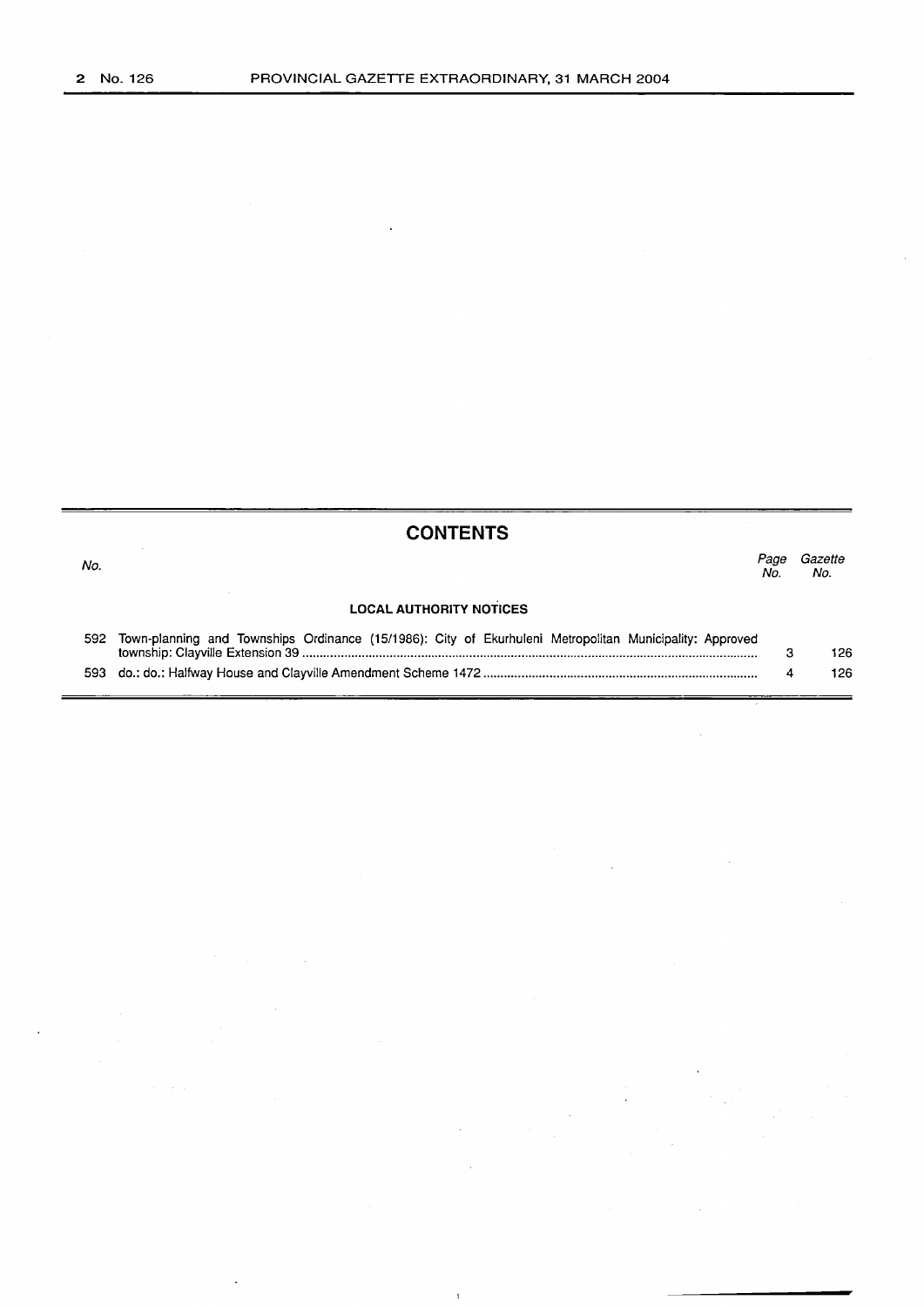## CONTENTS

| No. | | Page No. | Gazette No. |
|---|---|---|---|
| | **LOCAL AUTHORITY NOTICES** | | |
| 592 | Town-planning and Townships Ordinance (15/1986): City of Ekurhuleni Metropolitan Municipality: Approved township: Clayville Extension 39 | 3 | 126 |
| 593 | do.: do.: Halfway House and Clayville Amendment Scheme 1472 | 4 | 126 |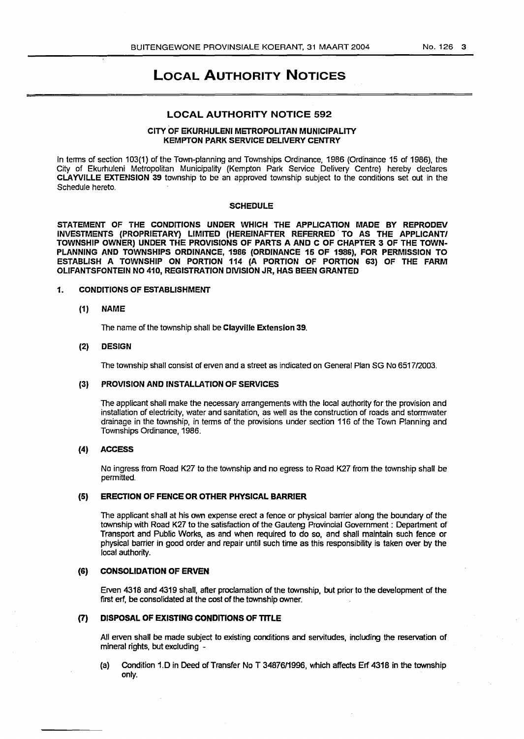# LOCAL AUTHORITY NOTICES

## LOCAL AUTHORITY NOTICE 592

### CITY OF EKURHULENI METROPOLITAN MUNICIPALITY
### KEMPTON PARK SERVICE DELIVERY CENTRY

In terms of section 103(1) of the Town-planning and Townships Ordinance, 1986 (Ordinance 15 of 1986), the City of Ekurhuleni Metropolitan Municipality (Kempton Park Service Delivery Centre) hereby declares **CLAYVILLE EXTENSION 39** township to be an approved township subject to the conditions set out in the Schedule hereto.

### SCHEDULE

**STATEMENT OF THE CONDITIONS UNDER WHICH THE APPLICATION MADE BY REPRODEV INVESTMENTS (PROPRIETARY) LIMITED (HEREINAFTER REFERRED TO AS THE APPLICANT/ TOWNSHIP OWNER) UNDER THE PROVISIONS OF PARTS A AND C OF CHAPTER 3 OF THE TOWN-PLANNING AND TOWNSHIPS ORDINANCE, 1986 (ORDINANCE 15 OF 1986), FOR PERMISSION TO ESTABLISH A TOWNSHIP ON PORTION 114 (A PORTION OF PORTION 63) OF THE FARM OLIFANTSFONTEIN NO 410, REGISTRATION DIVISION JR, HAS BEEN GRANTED**

**1. CONDITIONS OF ESTABLISHMENT**

**(1) NAME**

The name of the township shall be **Clayville Extension 39**.

**(2) DESIGN**

The township shall consist of erven and a street as indicated on General Plan SG No 6517/2003.

**(3) PROVISION AND INSTALLATION OF SERVICES**

The applicant shall make the necessary arrangements with the local authority for the provision and installation of electricity, water and sanitation, as well as the construction of roads and stormwater drainage in the township, in terms of the provisions under section 116 of the Town Planning and Townships Ordinance, 1986.

**(4) ACCESS**

No ingress from Road K27 to the township and no egress to Road K27 from the township shall be permitted.

**(5) ERECTION OF FENCE OR OTHER PHYSICAL BARRIER**

The applicant shall at his own expense erect a fence or physical barrier along the boundary of the township with Road K27 to the satisfaction of the Gauteng Provincial Government : Department of Transport and Public Works, as and when required to do so, and shall maintain such fence or physical barrier in good order and repair until such time as this responsibility is taken over by the local authority.

**(6) CONSOLIDATION OF ERVEN**

Erven 4318 and 4319 shall, after proclamation of the township, but prior to the development of the first erf, be consolidated at the cost of the township owner.

**(7) DISPOSAL OF EXISTING CONDITIONS OF TITLE**

All erven shall be made subject to existing conditions and servitudes, including the reservation of mineral rights, but excluding -

(a) Condition 1.D in Deed of Transfer No T 34876/1996, which affects Erf 4318 in the township only.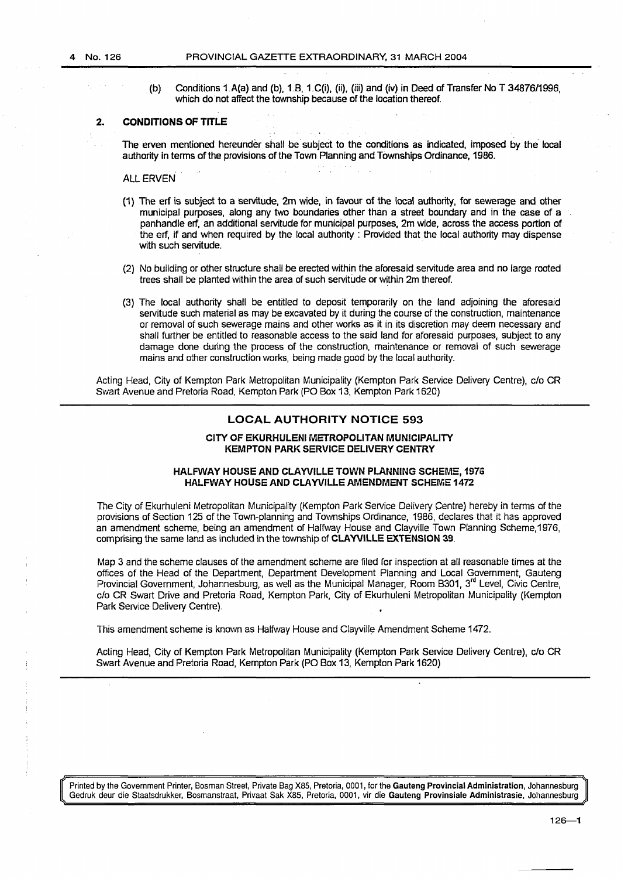(b) Conditions 1.A(a) and (b), 1.B, 1.C(i), (ii), (iii) and (iv) in Deed of Transfer No T 34876/1996, which do not affect the township because of the location thereof.

## 2. CONDITIONS OF TITLE

The erven mentioned hereunder shall be subject to the conditions as indicated, imposed by the local authority in terms of the provisions of the Town Planning and Townships Ordinance, 1986.

ALL ERVEN

(1) The erf is subject to a servitude, 2m wide, in favour of the local authority, for sewerage and other municipal purposes, along any two boundaries other than a street boundary and in the case of a panhandle erf, an additional servitude for municipal purposes, 2m wide, across the access portion of the erf, if and when required by the local authority : Provided that the local authority may dispense with such servitude.

(2) No building or other structure shall be erected within the aforesaid servitude area and no large rooted trees shall be planted within the area of such servitude or within 2m thereof.

(3) The local authority shall be entitled to deposit temporarily on the land adjoining the aforesaid servitude such material as may be excavated by it during the course of the construction, maintenance or removal of such sewerage mains and other works as it in its discretion may deem necessary and shall further be entitled to reasonable access to the said land for aforesaid purposes, subject to any damage done during the process of the construction, maintenance or removal of such sewerage mains and other construction works, being made good by the local authority.

Acting Head, City of Kempton Park Metropolitan Municipality (Kempton Park Service Delivery Centre), c/o CR Swart Avenue and Pretoria Road, Kempton Park (PO Box 13, Kempton Park 1620)

## LOCAL AUTHORITY NOTICE 593

### CITY OF EKURHULENI METROPOLITAN MUNICIPALITY
### KEMPTON PARK SERVICE DELIVERY CENTRY

### HALFWAY HOUSE AND CLAYVILLE TOWN PLANNING SCHEME, 1976
### HALFWAY HOUSE AND CLAYVILLE AMENDMENT SCHEME 1472

The City of Ekurhuleni Metropolitan Municipality (Kempton Park Service Delivery Centre) hereby in terms of the provisions of Section 125 of the Town-planning and Townships Ordinance, 1986, declares that it has approved an amendment scheme, being an amendment of Halfway House and Clayville Town Planning Scheme,1976, comprising the same land as included in the township of **CLAYVILLE EXTENSION 39**.

Map 3 and the scheme clauses of the amendment scheme are filed for inspection at all reasonable times at the offices of the Head of the Department, Department Development Planning and Local Government, Gauteng Provincial Government, Johannesburg, as well as the Municipal Manager, Room B301, 3rd Level, Civic Centre, c/o CR Swart Drive and Pretoria Road, Kempton Park, City of Ekurhuleni Metropolitan Municipality (Kempton Park Service Delivery Centre).

This amendment scheme is known as Halfway House and Clayville Amendment Scheme 1472.

Acting Head, City of Kempton Park Metropolitan Municipality (Kempton Park Service Delivery Centre), c/o CR Swart Avenue and Pretoria Road, Kempton Park (PO Box 13, Kempton Park 1620)

Printed by the Government Printer, Bosman Street, Private Bag X85, Pretoria, 0001, for the **Gauteng Provincial Administration**, Johannesburg
Gedruk deur die Staatsdrukker, Bosmanstraat, Privaat Sak X85, Pretoria, 0001, vir die **Gauteng Provinsiale Administrasie**, Johannesburg

126—1